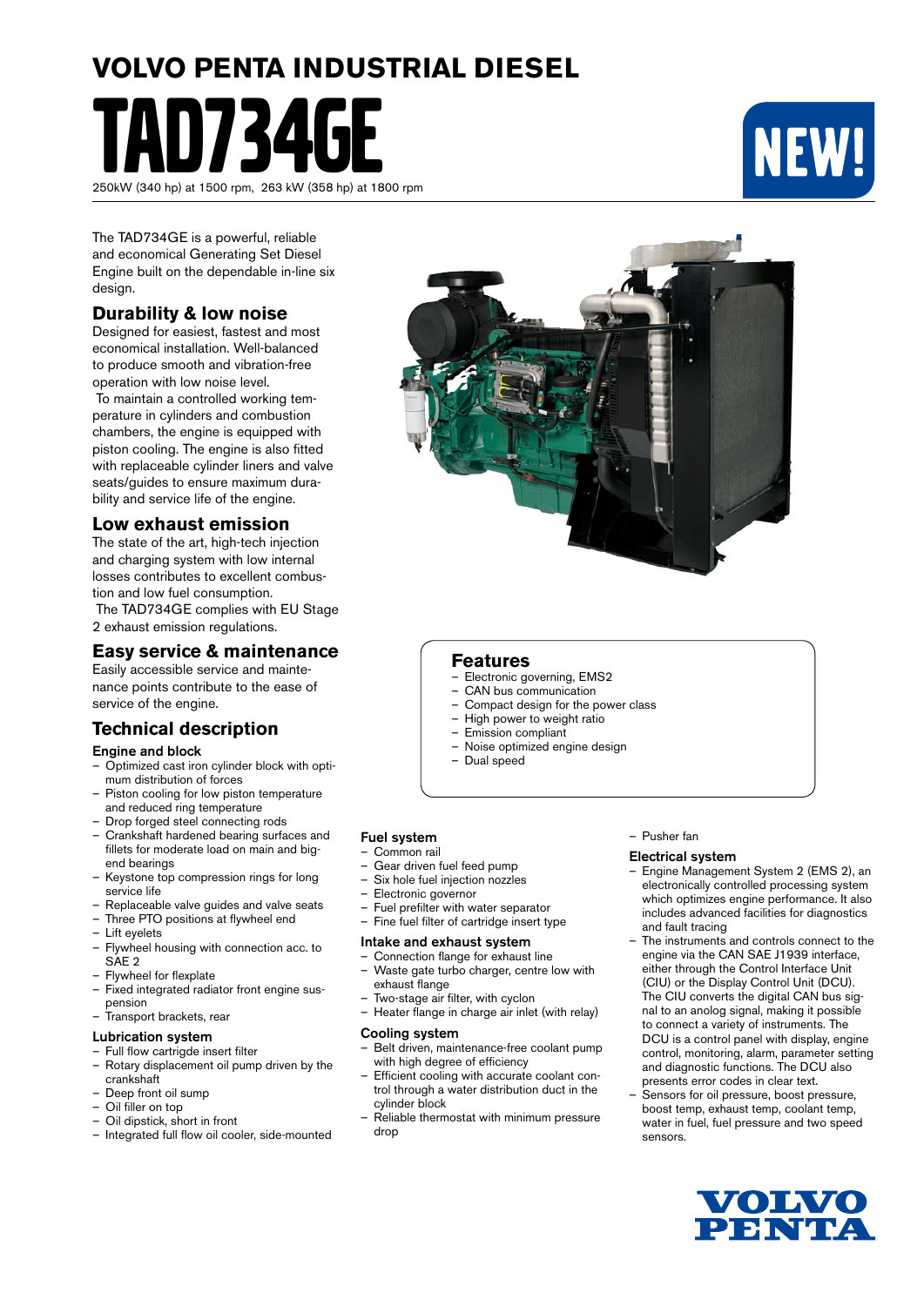# VOLVO PENTA INDUSTRIAL DIESEL

# TAD734GE

NEW!

250kW (340 hp) at 1500 rpm, 263 kW (358 hp) at 1800 rpm

The TAD734GE is a powerful, reliable and economical Generating Set Diesel Engine built on the dependable in-line six design.

## Durability & low noise

Designed for easiest, fastest and most economical installation. Well-balanced to produce smooth and vibration-free operation with low noise level.

To maintain a controlled working temperature in cylinders and combustion chambers, the engine is equipped with piston cooling. The engine is also fitted with replaceable cylinder liners and valve seats/guides to ensure maximum durability and service life of the engine.

## Low exhaust emission

The state of the art, high-tech injection and charging system with low internal losses contributes to excellent combustion and low fuel consumption.

The TAD734GE complies with EU Stage 2 exhaust emission regulations.

## Easy service & maintenance

Easily accessible service and maintenance points contribute to the ease of service of the engine.

## Features

- Electronic governing, EMS2
- CAN bus communication
- Compact design for the power class
- High power to weight ratio
- Emission compliant
- Noise optimized engine design
- Dual speed

## Technical description

### Engine and block

- Optimized cast iron cylinder block with optimum distribution of forces
- Piston cooling for low piston temperature and reduced ring temperature
- Drop forged steel connecting rods
- Crankshaft hardened bearing surfaces and fillets for moderate load on main and big-end bearings
- Keystone top compression rings for long service life
- Replaceable valve guides and valve seats
- Three PTO positions at flywheel end
- Lift eyelets
- Flywheel housing with connection acc. to SAE 2
- Flywheel for flexplate
- Fixed integrated radiator front engine suspension
- Transport brackets, rear

### Lubrication system

- Full flow cartrigde insert filter
- Rotary displacement oil pump driven by the crankshaft
- Deep front oil sump
- Oil filler on top
- Oil dipstick, short in front
- Integrated full flow oil cooler, side-mounted

### Fuel system

- Common rail
- Gear driven fuel feed pump
- Six hole fuel injection nozzles
- Electronic governor
- Fuel prefilter with water separator
- Fine fuel filter of cartridge insert type

### Intake and exhaust system

- Connection flange for exhaust line
- Waste gate turbo charger, centre low with exhaust flange
- Two-stage air filter, with cyclon
- Heater flange in charge air inlet (with relay)

### Cooling system

- Belt driven, maintenance-free coolant pump with high degree of efficiency
- Efficient cooling with accurate coolant control through a water distribution duct in the cylinder block
- Reliable thermostat with minimum pressure drop
- Pusher fan

### Electrical system

- Engine Management System 2 (EMS 2), an electronically controlled processing system which optimizes engine performance. It also includes advanced facilities for diagnostics and fault tracing
- The instruments and controls connect to the engine via the CAN SAE J1939 interface, either through the Control Interface Unit (CIU) or the Display Control Unit (DCU). The CIU converts the digital CAN bus signal to an anolog signal, making it possible to connect a variety of instruments. The DCU is a control panel with display, engine control, monitoring, alarm, parameter setting and diagnostic functions. The DCU also presents error codes in clear text.
- Sensors for oil pressure, boost pressure, boost temp, exhaust temp, coolant temp, water in fuel, fuel pressure and two speed sensors.

VOLVO PENTA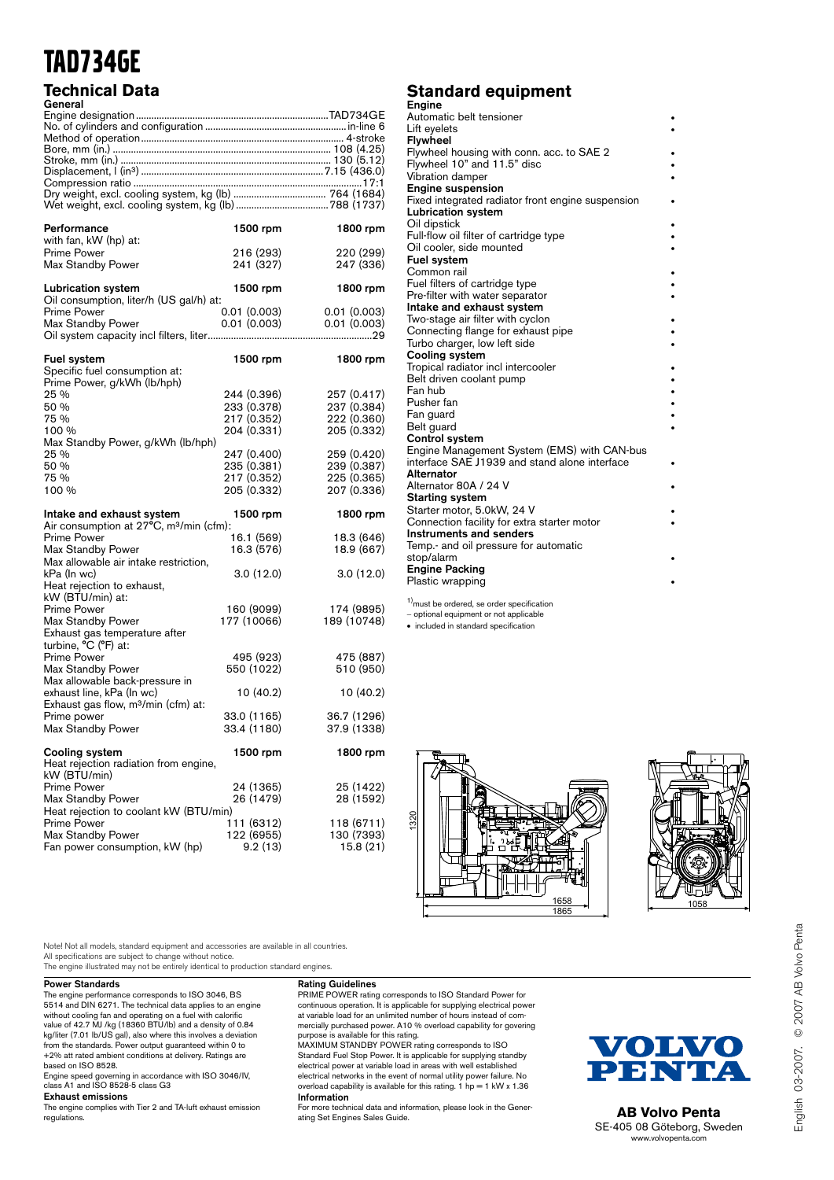# TAD734GE

## Technical Data

### General

Engine designation ....................TAD734GE
No. of cylinders and configuration ....................in-line 6
Method of operation ....................4-stroke
Bore, mm (in.) ....................108 (4.25)
Stroke, mm (in.) ....................130 (5.12)
Displacement, l (in³) ....................7.15 (436.0)
Compression ratio ....................17:1
Dry weight, excl. cooling system, kg (lb) ....................764 (1684)
Wet weight, excl. cooling system, kg (lb) ....................788 (1737)

| **Performance** | **1500 rpm** | **1800 rpm** |
|---|---|---|
| with fan, kW (hp) at: | | |
| Prime Power | 216 (293) | 220 (299) |
| Max Standby Power | 241 (327) | 247 (336) |

| **Lubrication system** | **1500 rpm** | **1800 rpm** |
|---|---|---|
| Oil consumption, liter/h (US gal/h) at: | | |
| Prime Power | 0.01 (0.003) | 0.01 (0.003) |
| Max Standby Power | 0.01 (0.003) | 0.01 (0.003) |

Oil system capacity incl filters, liter....................29

| **Fuel system** | **1500 rpm** | **1800 rpm** |
|---|---|---|
| Specific fuel consumption at: | | |
| Prime Power, g/kWh (lb/hph) | | |
| 25 % | 244 (0.396) | 257 (0.417) |
| 50 % | 233 (0.378) | 237 (0.384) |
| 75 % | 217 (0.352) | 222 (0.360) |
| 100 % | 204 (0.331) | 205 (0.332) |
| Max Standby Power, g/kWh (lb/hph) | | |
| 25 % | 247 (0.400) | 259 (0.420) |
| 50 % | 235 (0.381) | 239 (0.387) |
| 75 % | 217 (0.352) | 225 (0.365) |
| 100 % | 205 (0.332) | 207 (0.336) |

| **Intake and exhaust system** | **1500 rpm** | **1800 rpm** |
|---|---|---|
| Air consumption at 27°C, m³/min (cfm): | | |
| Prime Power | 16.1 (569) | 18.3 (646) |
| Max Standby Power | 16.3 (576) | 18.9 (667) |
| Max allowable air intake restriction, kPa (In wc) | 3.0 (12.0) | 3.0 (12.0) |
| Heat rejection to exhaust, kW (BTU/min) at: | | |
| Prime Power | 160 (9099) | 174 (9895) |
| Max Standby Power | 177 (10066) | 189 (10748) |
| Exhaust gas temperature after turbine, °C (°F) at: | | |
| Prime Power | 495 (923) | 475 (887) |
| Max Standby Power | 550 (1022) | 510 (950) |
| Max allowable back-pressure in exhaust line, kPa (In wc) | 10 (40.2) | 10 (40.2) |
| Exhaust gas flow, m³/min (cfm) at: | | |
| Prime power | 33.0 (1165) | 36.7 (1296) |
| Max Standby Power | 33.4 (1180) | 37.9 (1338) |

| **Cooling system** | **1500 rpm** | **1800 rpm** |
|---|---|---|
| Heat rejection radiation from engine, kW (BTU/min) | | |
| Prime Power | 24 (1365) | 25 (1422) |
| Max Standby Power | 26 (1479) | 28 (1592) |
| Heat rejection to coolant kW (BTU/min) | | |
| Prime Power | 111 (6312) | 118 (6711) |
| Max Standby Power | 122 (6955) | 130 (7393) |
| Fan power consumption, kW (hp) | 9.2 (13) | 15.8 (21) |

## Standard equipment

| | |
|---|---|
| **Engine** | |
| Automatic belt tensioner | • |
| Lift eyelets | • |
| **Flywheel** | |
| Flywheel housing with conn. acc. to SAE 2 | • |
| Flywheel 10" and 11.5" disc | • |
| Vibration damper | • |
| **Engine suspension** | |
| Fixed integrated radiator front engine suspension | • |
| **Lubrication system** | |
| Oil dipstick | • |
| Full-flow oil filter of cartridge type | • |
| Oil cooler, side mounted | • |
| **Fuel system** | |
| Common rail | • |
| Fuel filters of cartridge type | • |
| Pre-filter with water separator | • |
| **Intake and exhaust system** | |
| Two-stage air filter with cyclon | • |
| Connecting flange for exhaust pipe | • |
| Turbo charger, low left side | • |
| **Cooling system** | |
| Tropical radiator incl intercooler | • |
| Belt driven coolant pump | • |
| Fan hub | • |
| Pusher fan | • |
| Fan guard | • |
| Belt guard | • |
| **Control system** | |
| Engine Management System (EMS) with CAN-bus interface SAE J1939 and stand alone interface | • |
| **Alternator** | |
| Alternator 80A / 24 V | • |
| **Starting system** | |
| Starter motor, 5.0kW, 24 V | • |
| Connection facility for extra starter motor | • |
| **Instruments and senders** | |
| Temp.- and oil pressure for automatic stop/alarm | • |
| **Engine Packing** | |
| Plastic wrapping | • |

1) must be ordered, se order specification
– optional equipment or not applicable
• included in standard specification

1320
1658
1865
1058

Note! Not all models, standard equipment and accessories are available in all countries.
All specifications are subject to change without notice.
The engine illustrated may not be entirely identical to production standard engines.

**Power Standards**
The engine performance corresponds to ISO 3046, BS 5514 and DIN 6271. The technical data applies to an engine without cooling fan and operating on a fuel with calorific value of 42.7 MJ /kg (18360 BTU/lb) and a density of 0.84 kg/liter (7.01 lb/US gal), also where this involves a deviation from the standards. Power output guaranteed within 0 to +2% att rated ambient conditions at delivery. Ratings are based on ISO 8528.
Engine speed governing in accordance with ISO 3046/IV, class A1 and ISO 8528-5 class G3

**Exhaust emissions**
The engine complies with Tier 2 and TA-luft exhaust emission regulations.

**Rating Guidelines**
PRIME POWER rating corresponds to ISO Standard Power for continuous operation. It is applicable for supplying electrical power at variable load for an unlimited number of hours instead of commercially purchased power. A10 % overload capability for governing purpose is available for this rating.
MAXIMUM STANDBY POWER rating corresponds to ISO Standard Fuel Stop Power. It is applicable for supplying standby electrical power at variable load in areas with well established electrical networks in the event of normal utility power failure. No overload capability is available for this rating. 1 hp = 1 kW x 1.36

**Information**
For more technical data and information, please look in the Generating Set Engines Sales Guide.

VOLVO PENTA

**AB Volvo Penta**
SE-405 08 Göteborg, Sweden
www.volvopenta.com

English 03-2007. © 2007 AB Volvo Penta